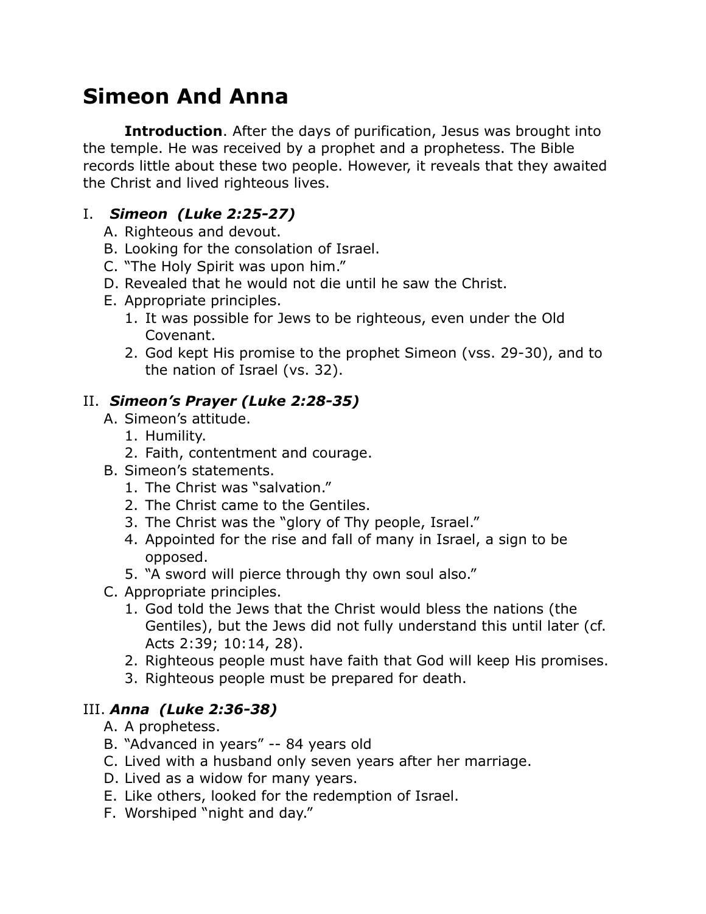# Simeon And Anna

**Introduction**. After the days of purification, Jesus was brought into the temple. He was received by a prophet and a prophetess. The Bible records little about these two people. However, it reveals that they awaited the Christ and lived righteous lives.

## I. *Simeon (Luke 2:25-27)*

A. Righteous and devout.
B. Looking for the consolation of Israel.
C. "The Holy Spirit was upon him."
D. Revealed that he would not die until he saw the Christ.
E. Appropriate principles.
   1. It was possible for Jews to be righteous, even under the Old Covenant.
   2. God kept His promise to the prophet Simeon (vss. 29-30), and to the nation of Israel (vs. 32).

## II. *Simeon's Prayer (Luke 2:28-35)*

A. Simeon's attitude.
   1. Humility.
   2. Faith, contentment and courage.
B. Simeon's statements.
   1. The Christ was "salvation."
   2. The Christ came to the Gentiles.
   3. The Christ was the "glory of Thy people, Israel."
   4. Appointed for the rise and fall of many in Israel, a sign to be opposed.
   5. "A sword will pierce through thy own soul also."
C. Appropriate principles.
   1. God told the Jews that the Christ would bless the nations (the Gentiles), but the Jews did not fully understand this until later (cf. Acts 2:39; 10:14, 28).
   2. Righteous people must have faith that God will keep His promises.
   3. Righteous people must be prepared for death.

## III. *Anna (Luke 2:36-38)*

A. A prophetess.
B. "Advanced in years" -- 84 years old
C. Lived with a husband only seven years after her marriage.
D. Lived as a widow for many years.
E. Like others, looked for the redemption of Israel.
F. Worshiped "night and day."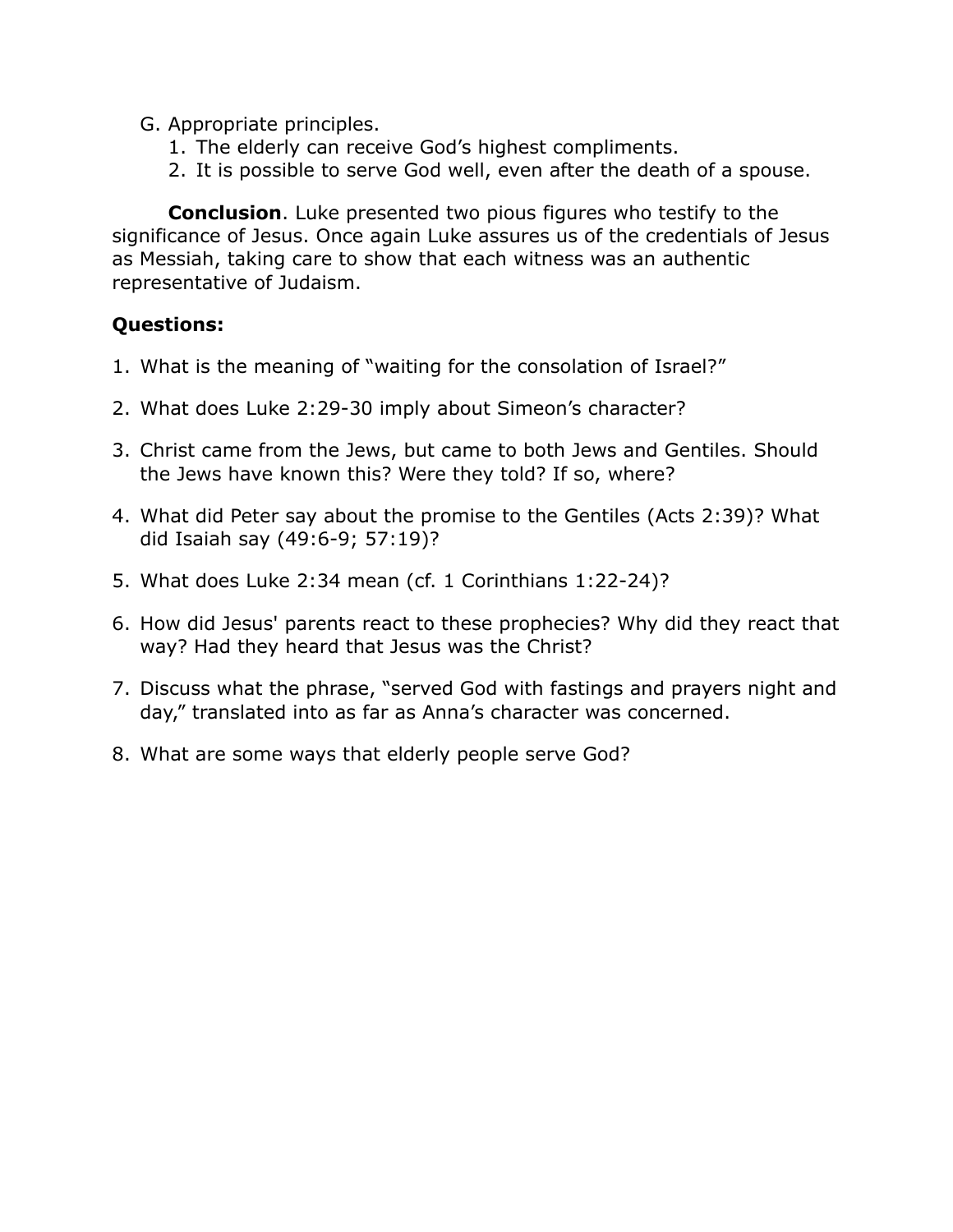G. Appropriate principles.
   1. The elderly can receive God's highest compliments.
   2. It is possible to serve God well, even after the death of a spouse.

**Conclusion**. Luke presented two pious figures who testify to the significance of Jesus. Once again Luke assures us of the credentials of Jesus as Messiah, taking care to show that each witness was an authentic representative of Judaism.

**Questions:**

1. What is the meaning of "waiting for the consolation of Israel?"

2. What does Luke 2:29-30 imply about Simeon's character?

3. Christ came from the Jews, but came to both Jews and Gentiles. Should the Jews have known this? Were they told? If so, where?

4. What did Peter say about the promise to the Gentiles (Acts 2:39)? What did Isaiah say (49:6-9; 57:19)?

5. What does Luke 2:34 mean (cf. 1 Corinthians 1:22-24)?

6. How did Jesus' parents react to these prophecies? Why did they react that way? Had they heard that Jesus was the Christ?

7. Discuss what the phrase, "served God with fastings and prayers night and day," translated into as far as Anna's character was concerned.

8. What are some ways that elderly people serve God?